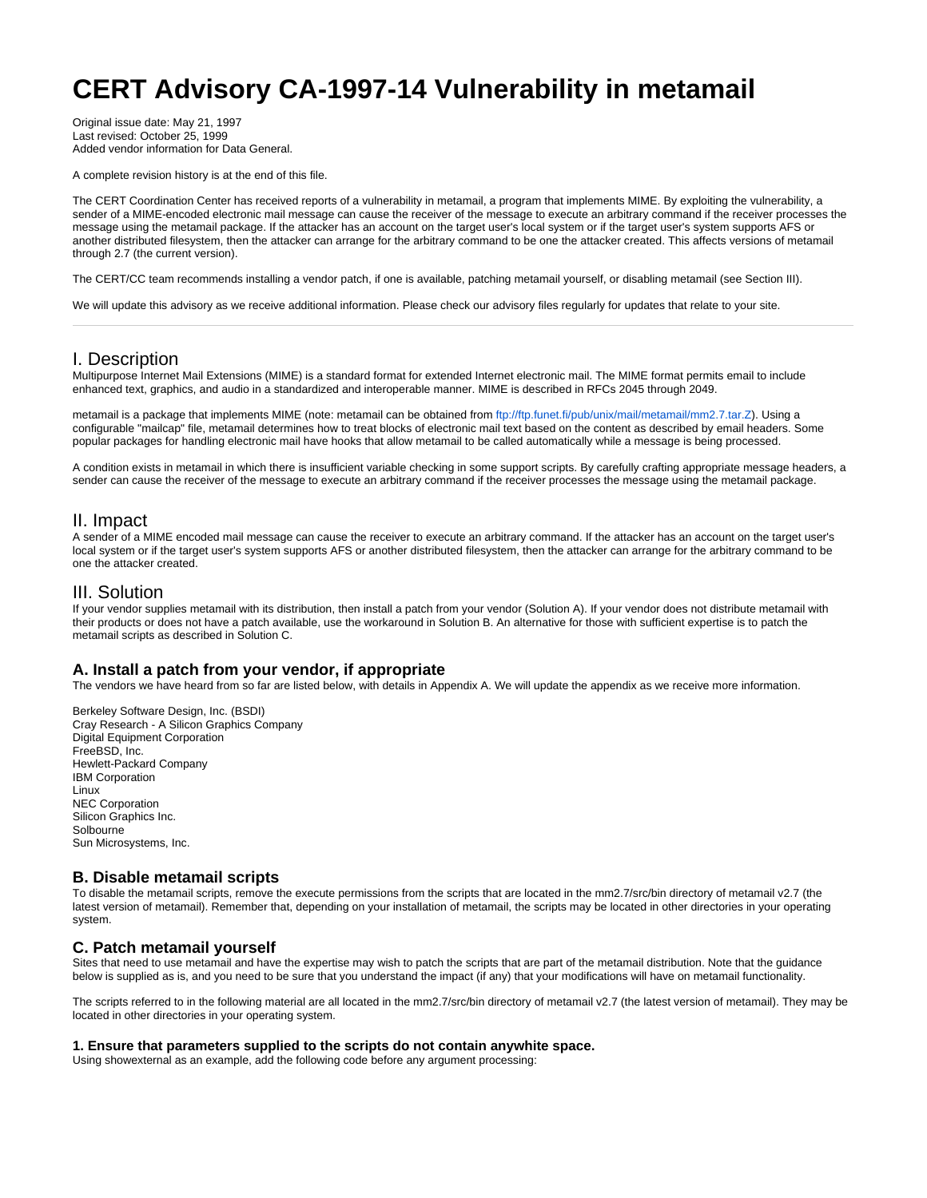# CERT Advisory CA-1997-14 Vulnerability in metamail

Original issue date: May 21, 1997
Last revised: October 25, 1999
Added vendor information for Data General.

A complete revision history is at the end of this file.

The CERT Coordination Center has received reports of a vulnerability in metamail, a program that implements MIME. By exploiting the vulnerability, a sender of a MIME-encoded electronic mail message can cause the receiver of the message to execute an arbitrary command if the receiver processes the message using the metamail package. If the attacker has an account on the target user's local system or if the target user's system supports AFS or another distributed filesystem, then the attacker can arrange for the arbitrary command to be one the attacker created. This affects versions of metamail through 2.7 (the current version).

The CERT/CC team recommends installing a vendor patch, if one is available, patching metamail yourself, or disabling metamail (see Section III).

We will update this advisory as we receive additional information. Please check our advisory files regularly for updates that relate to your site.

---

## I. Description

Multipurpose Internet Mail Extensions (MIME) is a standard format for extended Internet electronic mail. The MIME format permits email to include enhanced text, graphics, and audio in a standardized and interoperable manner. MIME is described in RFCs 2045 through 2049.

metamail is a package that implements MIME (note: metamail can be obtained from ftp://ftp.funet.fi/pub/unix/mail/metamail/mm2.7.tar.Z). Using a configurable "mailcap" file, metamail determines how to treat blocks of electronic mail text based on the content as described by email headers. Some popular packages for handling electronic mail have hooks that allow metamail to be called automatically while a message is being processed.

A condition exists in metamail in which there is insufficient variable checking in some support scripts. By carefully crafting appropriate message headers, a sender can cause the receiver of the message to execute an arbitrary command if the receiver processes the message using the metamail package.

## II. Impact

A sender of a MIME encoded mail message can cause the receiver to execute an arbitrary command. If the attacker has an account on the target user's local system or if the target user's system supports AFS or another distributed filesystem, then the attacker can arrange for the arbitrary command to be one the attacker created.

## III. Solution

If your vendor supplies metamail with its distribution, then install a patch from your vendor (Solution A). If your vendor does not distribute metamail with their products or does not have a patch available, use the workaround in Solution B. An alternative for those with sufficient expertise is to patch the metamail scripts as described in Solution C.

### A. Install a patch from your vendor, if appropriate

The vendors we have heard from so far are listed below, with details in Appendix A. We will update the appendix as we receive more information.

Berkeley Software Design, Inc. (BSDI)
Cray Research - A Silicon Graphics Company
Digital Equipment Corporation
FreeBSD, Inc.
Hewlett-Packard Company
IBM Corporation
Linux
NEC Corporation
Silicon Graphics Inc.
Solbourne
Sun Microsystems, Inc.

### B. Disable metamail scripts

To disable the metamail scripts, remove the execute permissions from the scripts that are located in the mm2.7/src/bin directory of metamail v2.7 (the latest version of metamail). Remember that, depending on your installation of metamail, the scripts may be located in other directories in your operating system.

### C. Patch metamail yourself

Sites that need to use metamail and have the expertise may wish to patch the scripts that are part of the metamail distribution. Note that the guidance below is supplied as is, and you need to be sure that you understand the impact (if any) that your modifications will have on metamail functionality.

The scripts referred to in the following material are all located in the mm2.7/src/bin directory of metamail v2.7 (the latest version of metamail). They may be located in other directories in your operating system.

#### 1. Ensure that parameters supplied to the scripts do not contain anywhite space.

Using showexternal as an example, add the following code before any argument processing: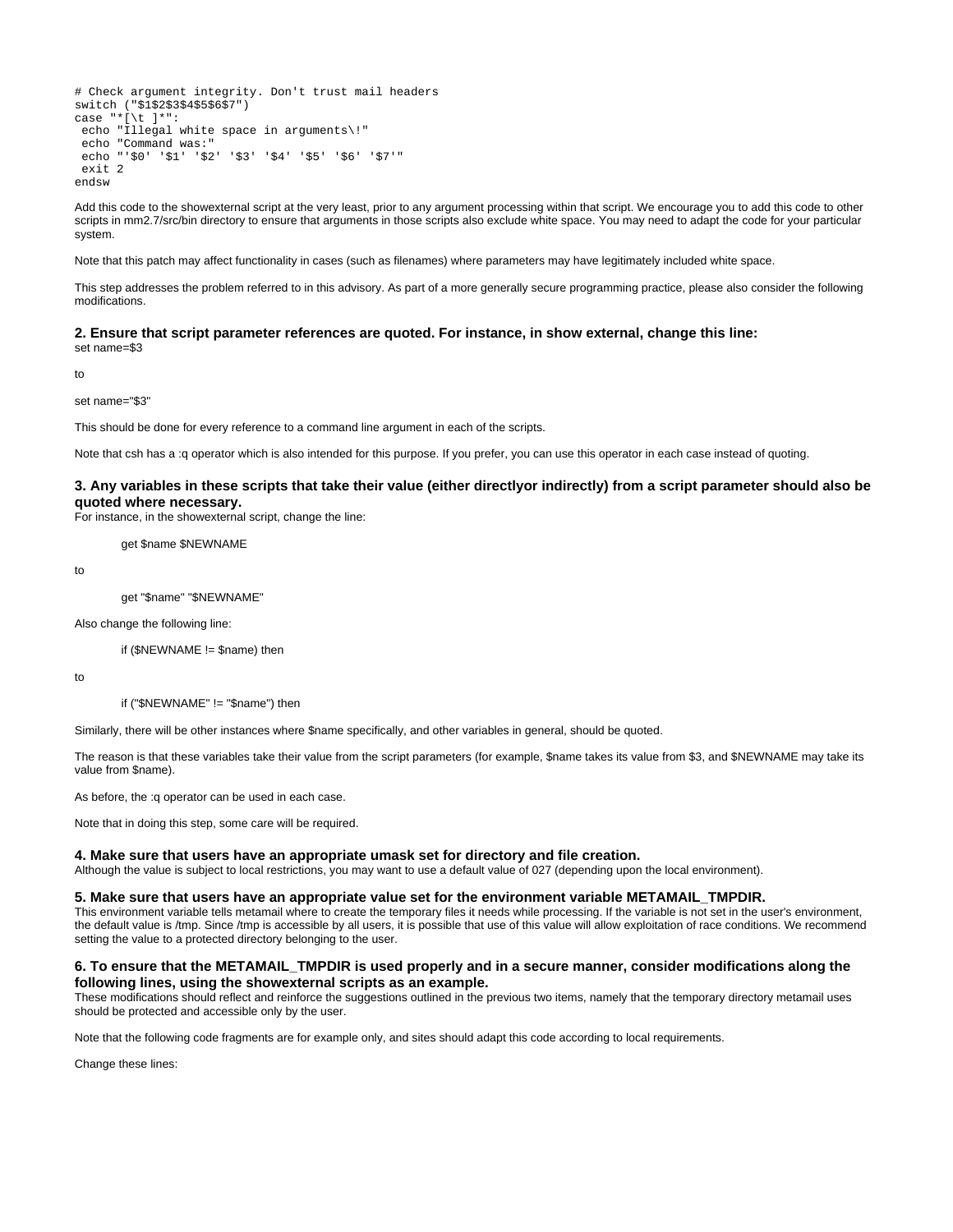```
# Check argument integrity. Don't trust mail headers
switch ("$1$2$3$4$5$6$7")
case "*[\t ]*":
 echo "Illegal white space in arguments\!"
 echo "Command was:"
 echo "'$0' '$1' '$2' '$3' '$4' '$5' '$6' '$7'"
 exit 2
endsw
```

Add this code to the showexternal script at the very least, prior to any argument processing within that script. We encourage you to add this code to other scripts in mm2.7/src/bin directory to ensure that arguments in those scripts also exclude white space. You may need to adapt the code for your particular system.

Note that this patch may affect functionality in cases (such as filenames) where parameters may have legitimately included white space.

This step addresses the problem referred to in this advisory. As part of a more generally secure programming practice, please also consider the following modifications.

#### 2. Ensure that script parameter references are quoted. For instance, in show external, change this line:

set name=$3

to

set name="$3"

This should be done for every reference to a command line argument in each of the scripts.

Note that csh has a :q operator which is also intended for this purpose. If you prefer, you can use this operator in each case instead of quoting.

#### 3. Any variables in these scripts that take their value (either directlyor indirectly) from a script parameter should also be quoted where necessary.

For instance, in the showexternal script, change the line:

```
get $name $NEWNAME
```

to

```
get "$name" "$NEWNAME"
```

Also change the following line:

```
if ($NEWNAME != $name) then
```

to

```
if ("$NEWNAME" != "$name") then
```

Similarly, there will be other instances where $name specifically, and other variables in general, should be quoted.

The reason is that these variables take their value from the script parameters (for example, $name takes its value from $3, and $NEWNAME may take its value from $name).

As before, the :q operator can be used in each case.

Note that in doing this step, some care will be required.

#### 4. Make sure that users have an appropriate umask set for directory and file creation.

Although the value is subject to local restrictions, you may want to use a default value of 027 (depending upon the local environment).

#### 5. Make sure that users have an appropriate value set for the environment variable METAMAIL_TMPDIR.

This environment variable tells metamail where to create the temporary files it needs while processing. If the variable is not set in the user's environment, the default value is /tmp. Since /tmp is accessible by all users, it is possible that use of this value will allow exploitation of race conditions. We recommend setting the value to a protected directory belonging to the user.

#### 6. To ensure that the METAMAIL_TMPDIR is used properly and in a secure manner, consider modifications along the following lines, using the showexternal scripts as an example.

These modifications should reflect and reinforce the suggestions outlined in the previous two items, namely that the temporary directory metamail uses should be protected and accessible only by the user.

Note that the following code fragments are for example only, and sites should adapt this code according to local requirements.

Change these lines: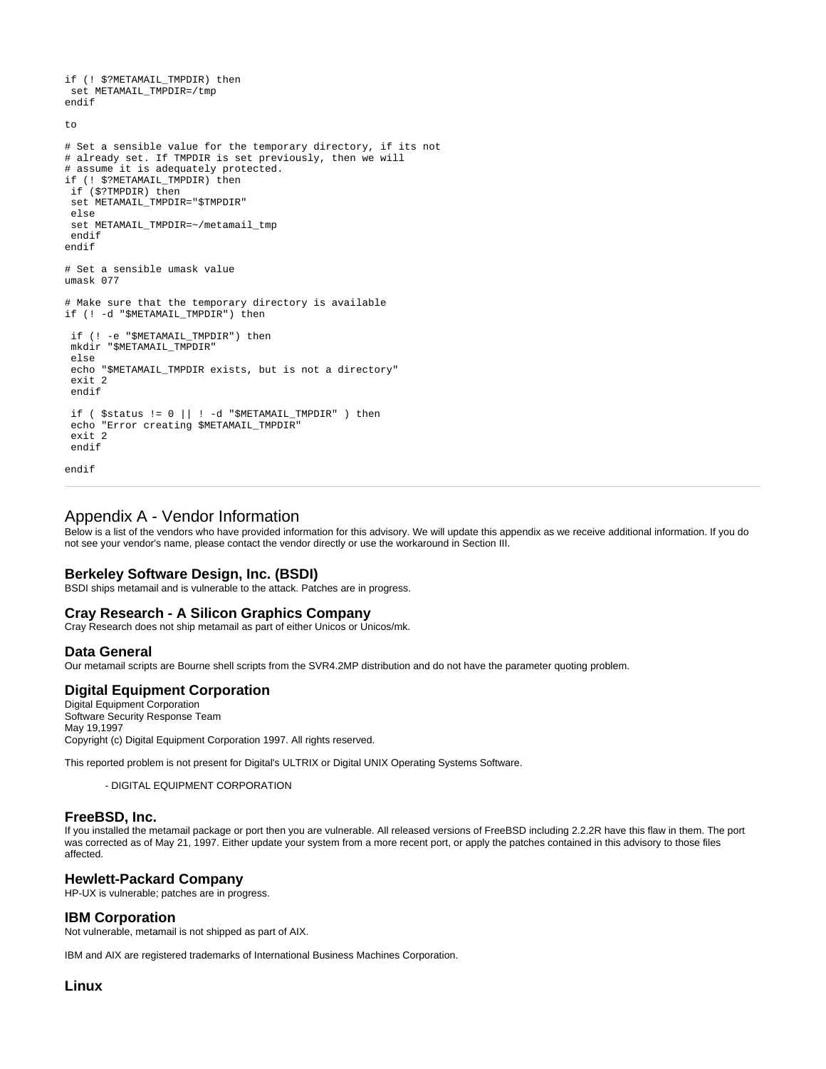```
if (! $?METAMAIL_TMPDIR) then
 set METAMAIL_TMPDIR=/tmp
endif
```

to

```
# Set a sensible value for the temporary directory, if its not
# already set. If TMPDIR is set previously, then we will
# assume it is adequately protected.
if (! $?METAMAIL_TMPDIR) then
 if ($?TMPDIR) then
 set METAMAIL_TMPDIR="$TMPDIR"
 else
 set METAMAIL_TMPDIR=~/metamail_tmp
 endif
endif

# Set a sensible umask value
umask 077

# Make sure that the temporary directory is available
if (! -d "$METAMAIL_TMPDIR") then

 if (! -e "$METAMAIL_TMPDIR") then
 mkdir "$METAMAIL_TMPDIR"
 else
 echo "$METAMAIL_TMPDIR exists, but is not a directory"
 exit 2
 endif

 if ( $status != 0 || ! -d "$METAMAIL_TMPDIR" ) then
 echo "Error creating $METAMAIL_TMPDIR"
 exit 2
 endif

endif
```

---

## Appendix A - Vendor Information

Below is a list of the vendors who have provided information for this advisory. We will update this appendix as we receive additional information. If you do not see your vendor's name, please contact the vendor directly or use the workaround in Section III.

### Berkeley Software Design, Inc. (BSDI)

BSDI ships metamail and is vulnerable to the attack. Patches are in progress.

### Cray Research - A Silicon Graphics Company

Cray Research does not ship metamail as part of either Unicos or Unicos/mk.

### Data General

Our metamail scripts are Bourne shell scripts from the SVR4.2MP distribution and do not have the parameter quoting problem.

### Digital Equipment Corporation

Digital Equipment Corporation
Software Security Response Team
May 19,1997
Copyright (c) Digital Equipment Corporation 1997. All rights reserved.

This reported problem is not present for Digital's ULTRIX or Digital UNIX Operating Systems Software.

- DIGITAL EQUIPMENT CORPORATION

### FreeBSD, Inc.

If you installed the metamail package or port then you are vulnerable. All released versions of FreeBSD including 2.2.2R have this flaw in them. The port was corrected as of May 21, 1997. Either update your system from a more recent port, or apply the patches contained in this advisory to those files affected.

### Hewlett-Packard Company

HP-UX is vulnerable; patches are in progress.

### IBM Corporation

Not vulnerable, metamail is not shipped as part of AIX.

IBM and AIX are registered trademarks of International Business Machines Corporation.

### Linux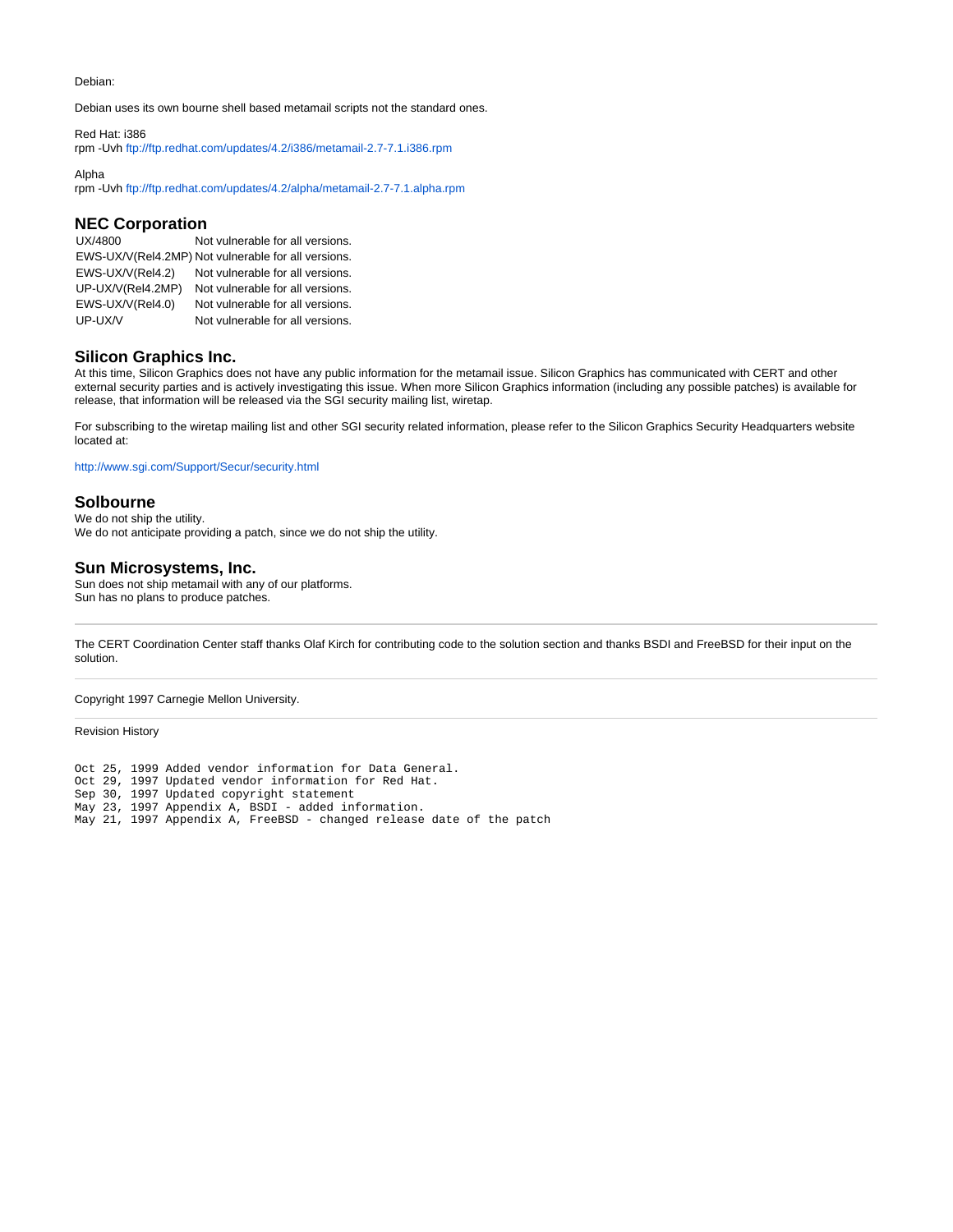Debian:

Debian uses its own bourne shell based metamail scripts not the standard ones.

Red Hat: i386
rpm -Uvh ftp://ftp.redhat.com/updates/4.2/i386/metamail-2.7-7.1.i386.rpm

Alpha
rpm -Uvh ftp://ftp.redhat.com/updates/4.2/alpha/metamail-2.7-7.1.alpha.rpm

## NEC Corporation

| | |
|---|---|
| UX/4800 | Not vulnerable for all versions. |
| EWS-UX/V(Rel4.2MP) | Not vulnerable for all versions. |
| EWS-UX/V(Rel4.2) | Not vulnerable for all versions. |
| UP-UX/V(Rel4.2MP) | Not vulnerable for all versions. |
| EWS-UX/V(Rel4.0) | Not vulnerable for all versions. |
| UP-UX/V | Not vulnerable for all versions. |

## Silicon Graphics Inc.

At this time, Silicon Graphics does not have any public information for the metamail issue. Silicon Graphics has communicated with CERT and other external security parties and is actively investigating this issue. When more Silicon Graphics information (including any possible patches) is available for release, that information will be released via the SGI security mailing list, wiretap.

For subscribing to the wiretap mailing list and other SGI security related information, please refer to the Silicon Graphics Security Headquarters website located at:

http://www.sgi.com/Support/Secur/security.html

## Solbourne

We do not ship the utility.
We do not anticipate providing a patch, since we do not ship the utility.

## Sun Microsystems, Inc.

Sun does not ship metamail with any of our platforms.
Sun has no plans to produce patches.

---

The CERT Coordination Center staff thanks Olaf Kirch for contributing code to the solution section and thanks BSDI and FreeBSD for their input on the solution.

---

Copyright 1997 Carnegie Mellon University.

---

Revision History

```
Oct 25, 1999 Added vendor information for Data General.
Oct 29, 1997 Updated vendor information for Red Hat.
Sep 30, 1997 Updated copyright statement
May 23, 1997 Appendix A, BSDI - added information.
May 21, 1997 Appendix A, FreeBSD - changed release date of the patch
```